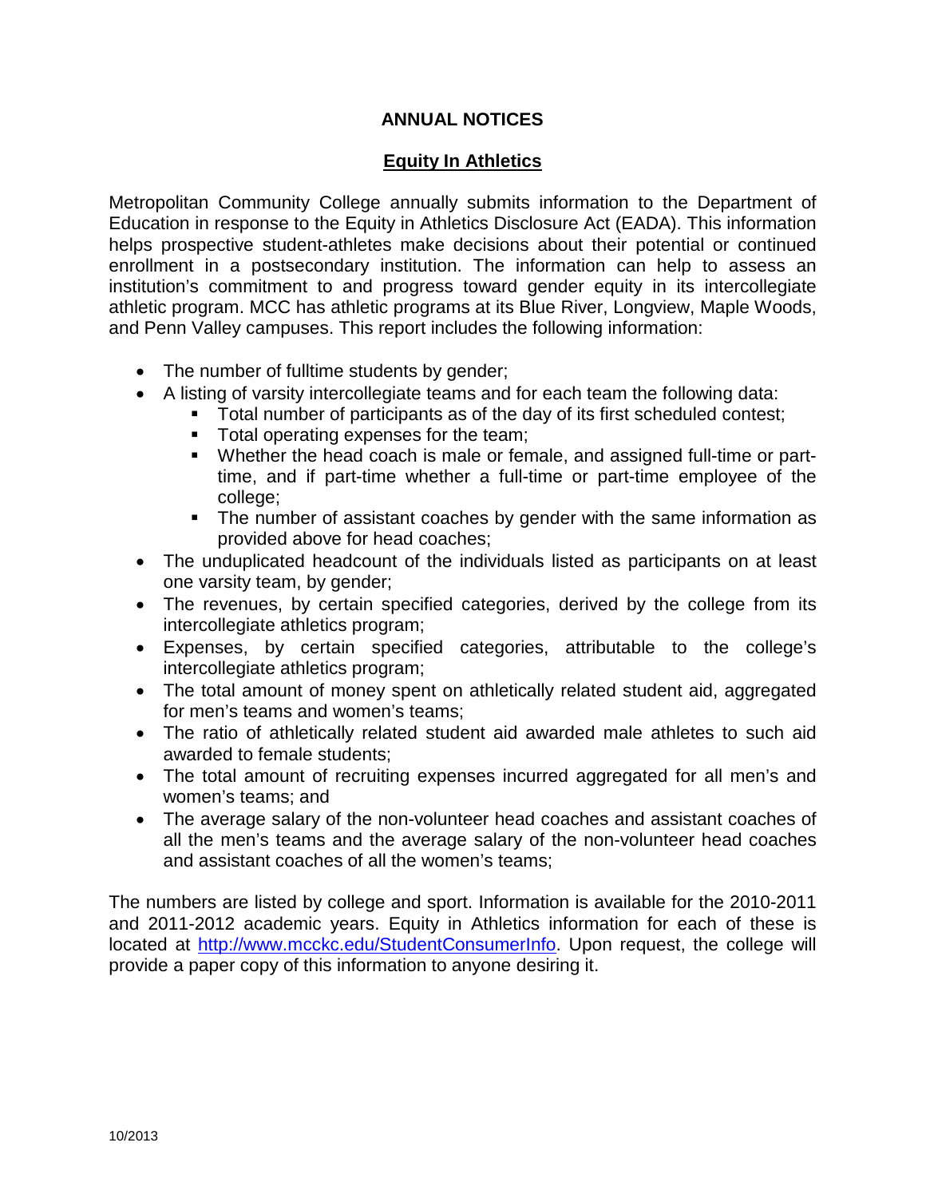# ANNUAL NOTICES

## Equity In Athletics

Metropolitan Community College annually submits information to the Department of Education in response to the Equity in Athletics Disclosure Act (EADA). This information helps prospective student-athletes make decisions about their potential or continued enrollment in a postsecondary institution. The information can help to assess an institution's commitment to and progress toward gender equity in its intercollegiate athletic program. MCC has athletic programs at its Blue River, Longview, Maple Woods, and Penn Valley campuses. This report includes the following information:

- The number of fulltime students by gender;
- A listing of varsity intercollegiate teams and for each team the following data:
  - Total number of participants as of the day of its first scheduled contest;
  - Total operating expenses for the team;
  - Whether the head coach is male or female, and assigned full-time or part-time, and if part-time whether a full-time or part-time employee of the college;
  - The number of assistant coaches by gender with the same information as provided above for head coaches;
- The unduplicated headcount of the individuals listed as participants on at least one varsity team, by gender;
- The revenues, by certain specified categories, derived by the college from its intercollegiate athletics program;
- Expenses, by certain specified categories, attributable to the college's intercollegiate athletics program;
- The total amount of money spent on athletically related student aid, aggregated for men's teams and women's teams;
- The ratio of athletically related student aid awarded male athletes to such aid awarded to female students;
- The total amount of recruiting expenses incurred aggregated for all men's and women's teams; and
- The average salary of the non-volunteer head coaches and assistant coaches of all the men's teams and the average salary of the non-volunteer head coaches and assistant coaches of all the women's teams;

The numbers are listed by college and sport. Information is available for the 2010-2011 and 2011-2012 academic years. Equity in Athletics information for each of these is located at http://www.mcckc.edu/StudentConsumerInfo. Upon request, the college will provide a paper copy of this information to anyone desiring it.

10/2013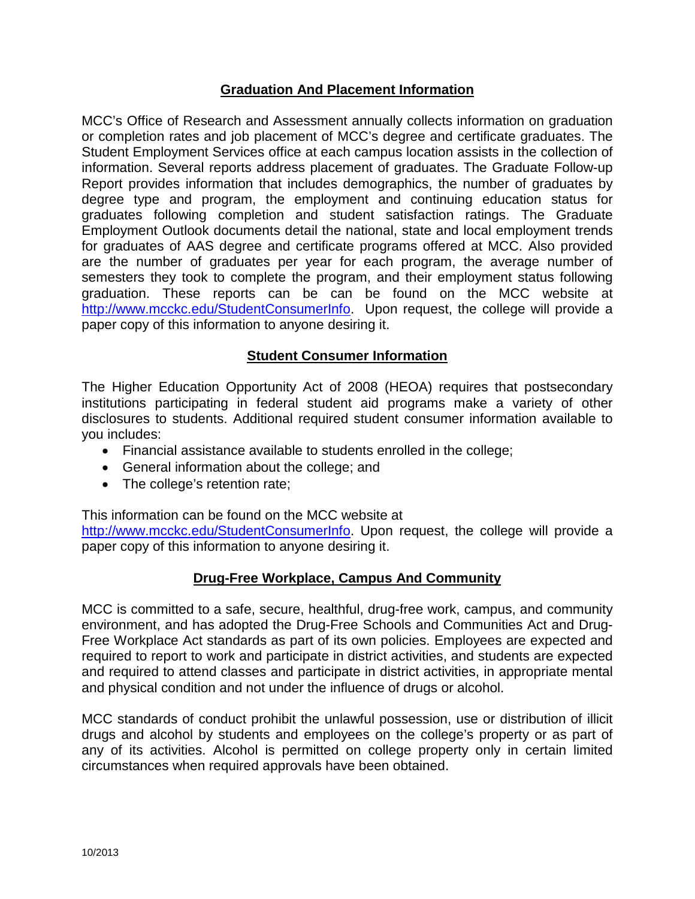## Graduation And Placement Information

MCC's Office of Research and Assessment annually collects information on graduation or completion rates and job placement of MCC's degree and certificate graduates. The Student Employment Services office at each campus location assists in the collection of information. Several reports address placement of graduates. The Graduate Follow-up Report provides information that includes demographics, the number of graduates by degree type and program, the employment and continuing education status for graduates following completion and student satisfaction ratings. The Graduate Employment Outlook documents detail the national, state and local employment trends for graduates of AAS degree and certificate programs offered at MCC. Also provided are the number of graduates per year for each program, the average number of semesters they took to complete the program, and their employment status following graduation. These reports can be can be found on the MCC website at http://www.mcckc.edu/StudentConsumerInfo. Upon request, the college will provide a paper copy of this information to anyone desiring it.

## Student Consumer Information

The Higher Education Opportunity Act of 2008 (HEOA) requires that postsecondary institutions participating in federal student aid programs make a variety of other disclosures to students. Additional required student consumer information available to you includes:

- Financial assistance available to students enrolled in the college;
- General information about the college; and
- The college's retention rate;

This information can be found on the MCC website at http://www.mcckc.edu/StudentConsumerInfo. Upon request, the college will provide a paper copy of this information to anyone desiring it.

## Drug-Free Workplace, Campus And Community

MCC is committed to a safe, secure, healthful, drug-free work, campus, and community environment, and has adopted the Drug-Free Schools and Communities Act and Drug-Free Workplace Act standards as part of its own policies. Employees are expected and required to report to work and participate in district activities, and students are expected and required to attend classes and participate in district activities, in appropriate mental and physical condition and not under the influence of drugs or alcohol.

MCC standards of conduct prohibit the unlawful possession, use or distribution of illicit drugs and alcohol by students and employees on the college's property or as part of any of its activities. Alcohol is permitted on college property only in certain limited circumstances when required approvals have been obtained.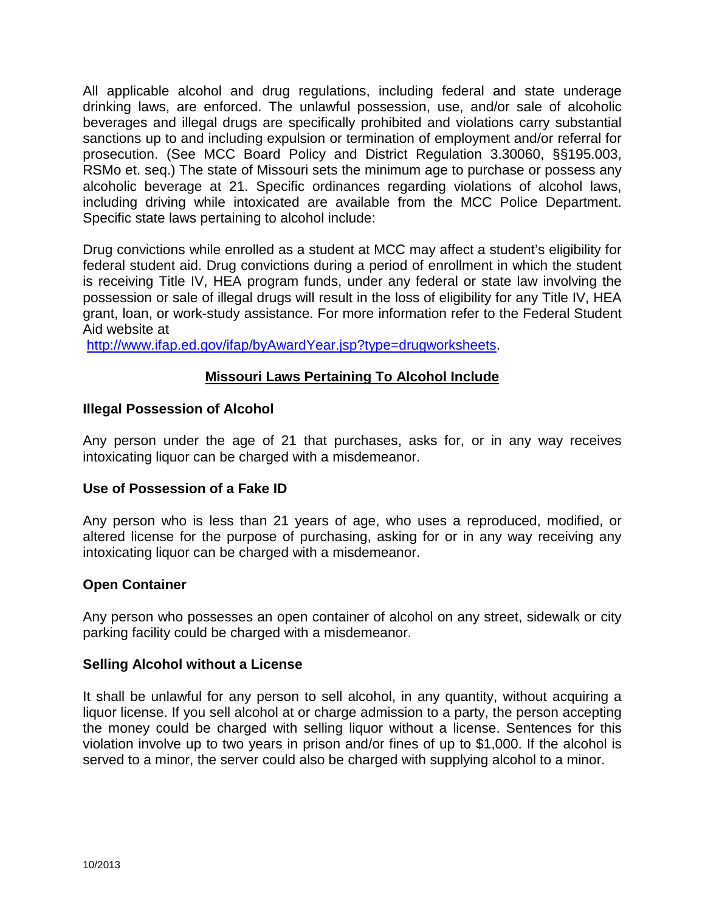All applicable alcohol and drug regulations, including federal and state underage drinking laws, are enforced. The unlawful possession, use, and/or sale of alcoholic beverages and illegal drugs are specifically prohibited and violations carry substantial sanctions up to and including expulsion or termination of employment and/or referral for prosecution. (See MCC Board Policy and District Regulation 3.30060, §§195.003, RSMo et. seq.) The state of Missouri sets the minimum age to purchase or possess any alcoholic beverage at 21. Specific ordinances regarding violations of alcohol laws, including driving while intoxicated are available from the MCC Police Department. Specific state laws pertaining to alcohol include:

Drug convictions while enrolled as a student at MCC may affect a student's eligibility for federal student aid. Drug convictions during a period of enrollment in which the student is receiving Title IV, HEA program funds, under any federal or state law involving the possession or sale of illegal drugs will result in the loss of eligibility for any Title IV, HEA grant, loan, or work-study assistance. For more information refer to the Federal Student Aid website at [http://www.ifap.ed.gov/ifap/byAwardYear.jsp?type=drugworksheets](http://www.ifap.ed.gov/ifap/byAwardYear.jsp?type=drugworksheets).

## Missouri Laws Pertaining To Alcohol Include

### Illegal Possession of Alcohol

Any person under the age of 21 that purchases, asks for, or in any way receives intoxicating liquor can be charged with a misdemeanor.

### Use of Possession of a Fake ID

Any person who is less than 21 years of age, who uses a reproduced, modified, or altered license for the purpose of purchasing, asking for or in any way receiving any intoxicating liquor can be charged with a misdemeanor.

### Open Container

Any person who possesses an open container of alcohol on any street, sidewalk or city parking facility could be charged with a misdemeanor.

### Selling Alcohol without a License

It shall be unlawful for any person to sell alcohol, in any quantity, without acquiring a liquor license. If you sell alcohol at or charge admission to a party, the person accepting the money could be charged with selling liquor without a license. Sentences for this violation involve up to two years in prison and/or fines of up to $1,000. If the alcohol is served to a minor, the server could also be charged with supplying alcohol to a minor.

10/2013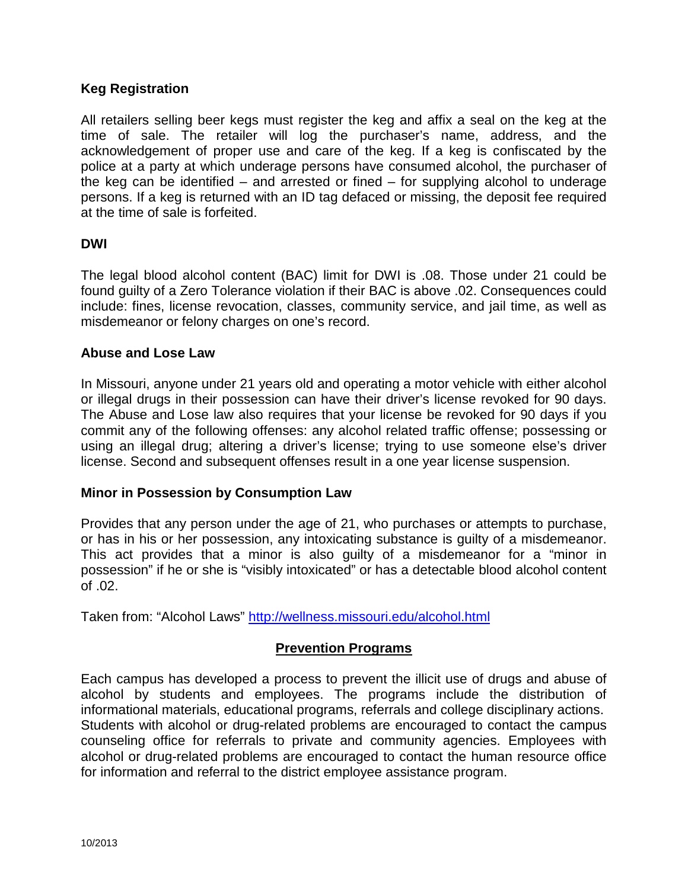**Keg Registration**

All retailers selling beer kegs must register the keg and affix a seal on the keg at the time of sale. The retailer will log the purchaser's name, address, and the acknowledgement of proper use and care of the keg. If a keg is confiscated by the police at a party at which underage persons have consumed alcohol, the purchaser of the keg can be identified – and arrested or fined – for supplying alcohol to underage persons. If a keg is returned with an ID tag defaced or missing, the deposit fee required at the time of sale is forfeited.

**DWI**

The legal blood alcohol content (BAC) limit for DWI is .08. Those under 21 could be found guilty of a Zero Tolerance violation if their BAC is above .02. Consequences could include: fines, license revocation, classes, community service, and jail time, as well as misdemeanor or felony charges on one's record.

**Abuse and Lose Law**

In Missouri, anyone under 21 years old and operating a motor vehicle with either alcohol or illegal drugs in their possession can have their driver's license revoked for 90 days. The Abuse and Lose law also requires that your license be revoked for 90 days if you commit any of the following offenses: any alcohol related traffic offense; possessing or using an illegal drug; altering a driver's license; trying to use someone else's driver license. Second and subsequent offenses result in a one year license suspension.

**Minor in Possession by Consumption Law**

Provides that any person under the age of 21, who purchases or attempts to purchase, or has in his or her possession, any intoxicating substance is guilty of a misdemeanor. This act provides that a minor is also guilty of a misdemeanor for a "minor in possession" if he or she is "visibly intoxicated" or has a detectable blood alcohol content of .02.

Taken from: "Alcohol Laws" http://wellness.missouri.edu/alcohol.html

## Prevention Programs

Each campus has developed a process to prevent the illicit use of drugs and abuse of alcohol by students and employees. The programs include the distribution of informational materials, educational programs, referrals and college disciplinary actions. Students with alcohol or drug-related problems are encouraged to contact the campus counseling office for referrals to private and community agencies. Employees with alcohol or drug-related problems are encouraged to contact the human resource office for information and referral to the district employee assistance program.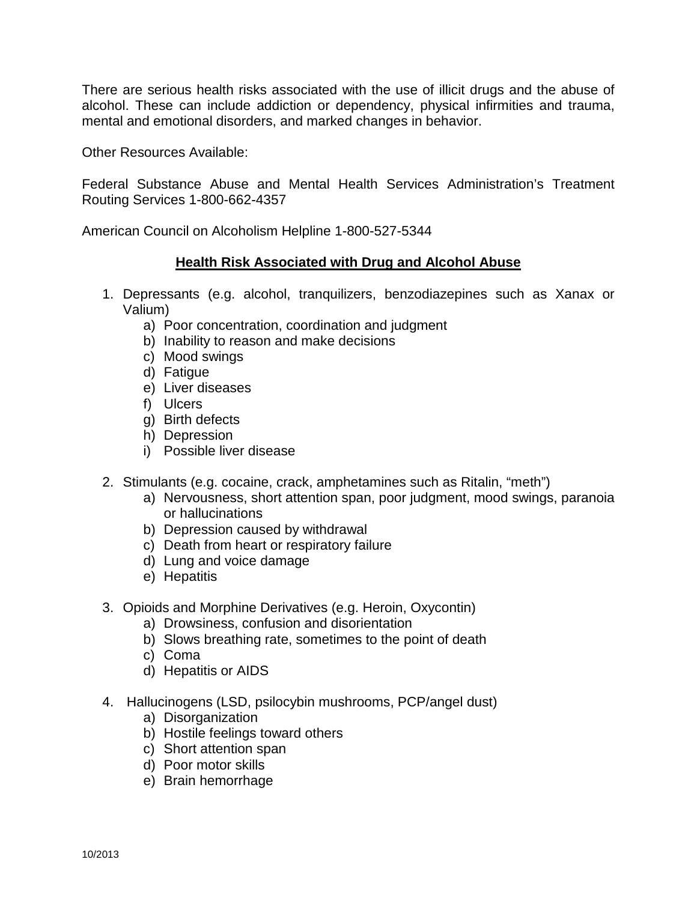There are serious health risks associated with the use of illicit drugs and the abuse of alcohol. These can include addiction or dependency, physical infirmities and trauma, mental and emotional disorders, and marked changes in behavior.

Other Resources Available:

Federal Substance Abuse and Mental Health Services Administration's Treatment Routing Services 1-800-662-4357

American Council on Alcoholism Helpline 1-800-527-5344

## Health Risk Associated with Drug and Alcohol Abuse

1. Depressants (e.g. alcohol, tranquilizers, benzodiazepines such as Xanax or Valium)
   a) Poor concentration, coordination and judgment
   b) Inability to reason and make decisions
   c) Mood swings
   d) Fatigue
   e) Liver diseases
   f) Ulcers
   g) Birth defects
   h) Depression
   i) Possible liver disease

2. Stimulants (e.g. cocaine, crack, amphetamines such as Ritalin, "meth")
   a) Nervousness, short attention span, poor judgment, mood swings, paranoia or hallucinations
   b) Depression caused by withdrawal
   c) Death from heart or respiratory failure
   d) Lung and voice damage
   e) Hepatitis

3. Opioids and Morphine Derivatives (e.g. Heroin, Oxycontin)
   a) Drowsiness, confusion and disorientation
   b) Slows breathing rate, sometimes to the point of death
   c) Coma
   d) Hepatitis or AIDS

4. Hallucinogens (LSD, psilocybin mushrooms, PCP/angel dust)
   a) Disorganization
   b) Hostile feelings toward others
   c) Short attention span
   d) Poor motor skills
   e) Brain hemorrhage

10/2013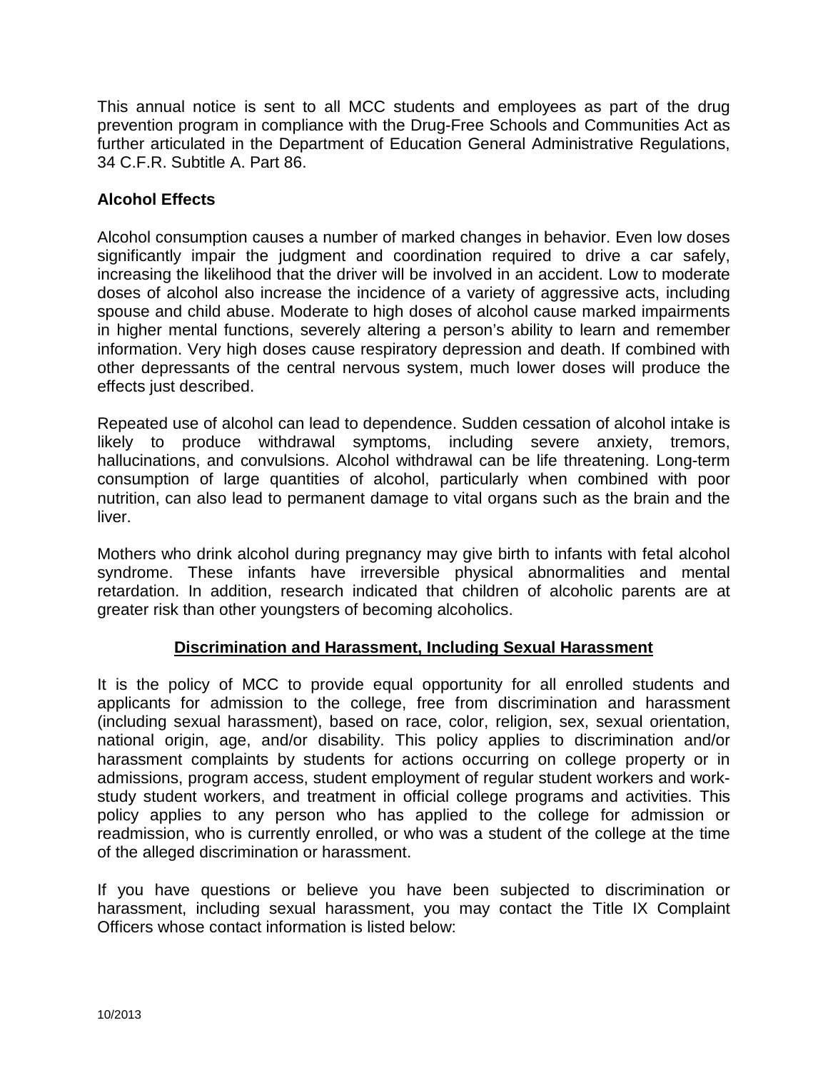This annual notice is sent to all MCC students and employees as part of the drug prevention program in compliance with the Drug-Free Schools and Communities Act as further articulated in the Department of Education General Administrative Regulations, 34 C.F.R. Subtitle A. Part 86.

**Alcohol Effects**

Alcohol consumption causes a number of marked changes in behavior. Even low doses significantly impair the judgment and coordination required to drive a car safely, increasing the likelihood that the driver will be involved in an accident. Low to moderate doses of alcohol also increase the incidence of a variety of aggressive acts, including spouse and child abuse. Moderate to high doses of alcohol cause marked impairments in higher mental functions, severely altering a person's ability to learn and remember information. Very high doses cause respiratory depression and death. If combined with other depressants of the central nervous system, much lower doses will produce the effects just described.

Repeated use of alcohol can lead to dependence. Sudden cessation of alcohol intake is likely to produce withdrawal symptoms, including severe anxiety, tremors, hallucinations, and convulsions. Alcohol withdrawal can be life threatening. Long-term consumption of large quantities of alcohol, particularly when combined with poor nutrition, can also lead to permanent damage to vital organs such as the brain and the liver.

Mothers who drink alcohol during pregnancy may give birth to infants with fetal alcohol syndrome. These infants have irreversible physical abnormalities and mental retardation. In addition, research indicated that children of alcoholic parents are at greater risk than other youngsters of becoming alcoholics.

## Discrimination and Harassment, Including Sexual Harassment

It is the policy of MCC to provide equal opportunity for all enrolled students and applicants for admission to the college, free from discrimination and harassment (including sexual harassment), based on race, color, religion, sex, sexual orientation, national origin, age, and/or disability. This policy applies to discrimination and/or harassment complaints by students for actions occurring on college property or in admissions, program access, student employment of regular student workers and work-study student workers, and treatment in official college programs and activities. This policy applies to any person who has applied to the college for admission or readmission, who is currently enrolled, or who was a student of the college at the time of the alleged discrimination or harassment.

If you have questions or believe you have been subjected to discrimination or harassment, including sexual harassment, you may contact the Title IX Complaint Officers whose contact information is listed below:

10/2013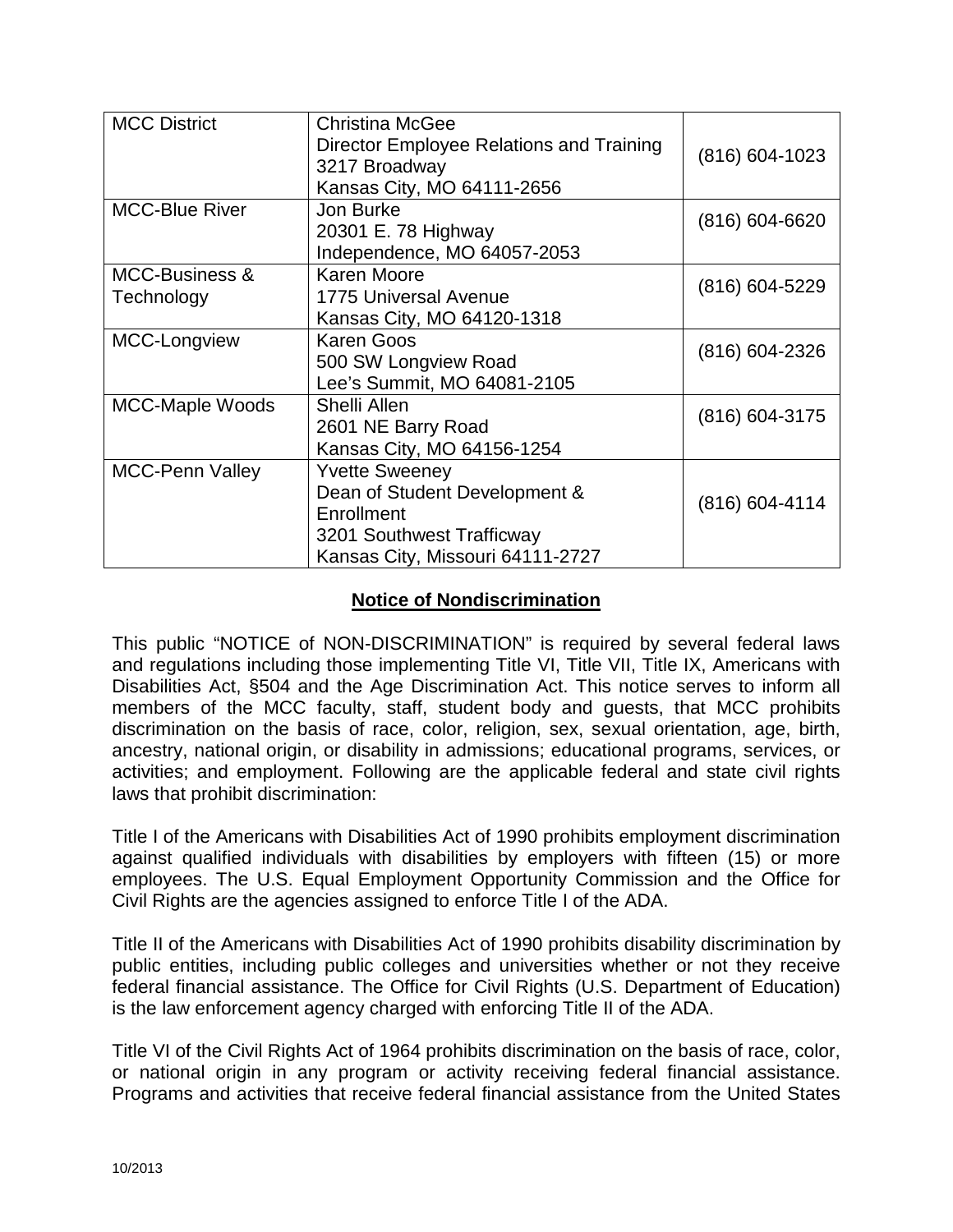| MCC District | Christina McGee<br>Director Employee Relations and Training<br>3217 Broadway<br>Kansas City, MO 64111-2656 | (816) 604-1023 |
|---|---|---|
| MCC-Blue River | Jon Burke<br>20301 E. 78 Highway<br>Independence, MO 64057-2053 | (816) 604-6620 |
| MCC-Business & Technology | Karen Moore<br>1775 Universal Avenue<br>Kansas City, MO 64120-1318 | (816) 604-5229 |
| MCC-Longview | Karen Goos<br>500 SW Longview Road<br>Lee's Summit, MO 64081-2105 | (816) 604-2326 |
| MCC-Maple Woods | Shelli Allen<br>2601 NE Barry Road<br>Kansas City, MO 64156-1254 | (816) 604-3175 |
| MCC-Penn Valley | Yvette Sweeney<br>Dean of Student Development & Enrollment<br>3201 Southwest Trafficway<br>Kansas City, Missouri 64111-2727 | (816) 604-4114 |

## **Notice of Nondiscrimination**

This public "NOTICE of NON-DISCRIMINATION" is required by several federal laws and regulations including those implementing Title VI, Title VII, Title IX, Americans with Disabilities Act, §504 and the Age Discrimination Act. This notice serves to inform all members of the MCC faculty, staff, student body and guests, that MCC prohibits discrimination on the basis of race, color, religion, sex, sexual orientation, age, birth, ancestry, national origin, or disability in admissions; educational programs, services, or activities; and employment. Following are the applicable federal and state civil rights laws that prohibit discrimination:

Title I of the Americans with Disabilities Act of 1990 prohibits employment discrimination against qualified individuals with disabilities by employers with fifteen (15) or more employees. The U.S. Equal Employment Opportunity Commission and the Office for Civil Rights are the agencies assigned to enforce Title I of the ADA.

Title II of the Americans with Disabilities Act of 1990 prohibits disability discrimination by public entities, including public colleges and universities whether or not they receive federal financial assistance. The Office for Civil Rights (U.S. Department of Education) is the law enforcement agency charged with enforcing Title II of the ADA.

Title VI of the Civil Rights Act of 1964 prohibits discrimination on the basis of race, color, or national origin in any program or activity receiving federal financial assistance. Programs and activities that receive federal financial assistance from the United States

10/2013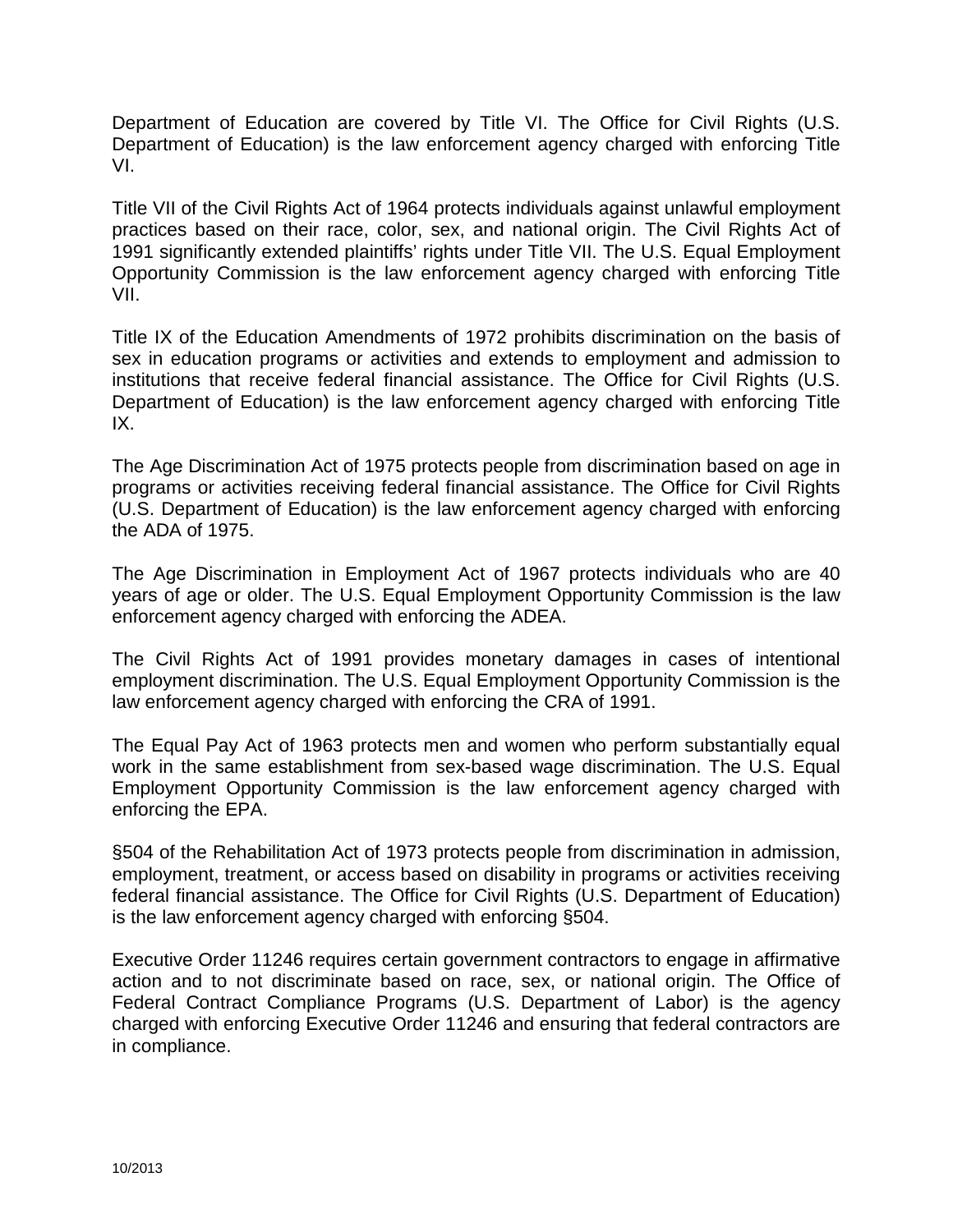Department of Education are covered by Title VI. The Office for Civil Rights (U.S. Department of Education) is the law enforcement agency charged with enforcing Title VI.

Title VII of the Civil Rights Act of 1964 protects individuals against unlawful employment practices based on their race, color, sex, and national origin. The Civil Rights Act of 1991 significantly extended plaintiffs' rights under Title VII. The U.S. Equal Employment Opportunity Commission is the law enforcement agency charged with enforcing Title VII.

Title IX of the Education Amendments of 1972 prohibits discrimination on the basis of sex in education programs or activities and extends to employment and admission to institutions that receive federal financial assistance. The Office for Civil Rights (U.S. Department of Education) is the law enforcement agency charged with enforcing Title IX.

The Age Discrimination Act of 1975 protects people from discrimination based on age in programs or activities receiving federal financial assistance. The Office for Civil Rights (U.S. Department of Education) is the law enforcement agency charged with enforcing the ADA of 1975.

The Age Discrimination in Employment Act of 1967 protects individuals who are 40 years of age or older. The U.S. Equal Employment Opportunity Commission is the law enforcement agency charged with enforcing the ADEA.

The Civil Rights Act of 1991 provides monetary damages in cases of intentional employment discrimination. The U.S. Equal Employment Opportunity Commission is the law enforcement agency charged with enforcing the CRA of 1991.

The Equal Pay Act of 1963 protects men and women who perform substantially equal work in the same establishment from sex-based wage discrimination. The U.S. Equal Employment Opportunity Commission is the law enforcement agency charged with enforcing the EPA.

§504 of the Rehabilitation Act of 1973 protects people from discrimination in admission, employment, treatment, or access based on disability in programs or activities receiving federal financial assistance. The Office for Civil Rights (U.S. Department of Education) is the law enforcement agency charged with enforcing §504.

Executive Order 11246 requires certain government contractors to engage in affirmative action and to not discriminate based on race, sex, or national origin. The Office of Federal Contract Compliance Programs (U.S. Department of Labor) is the agency charged with enforcing Executive Order 11246 and ensuring that federal contractors are in compliance.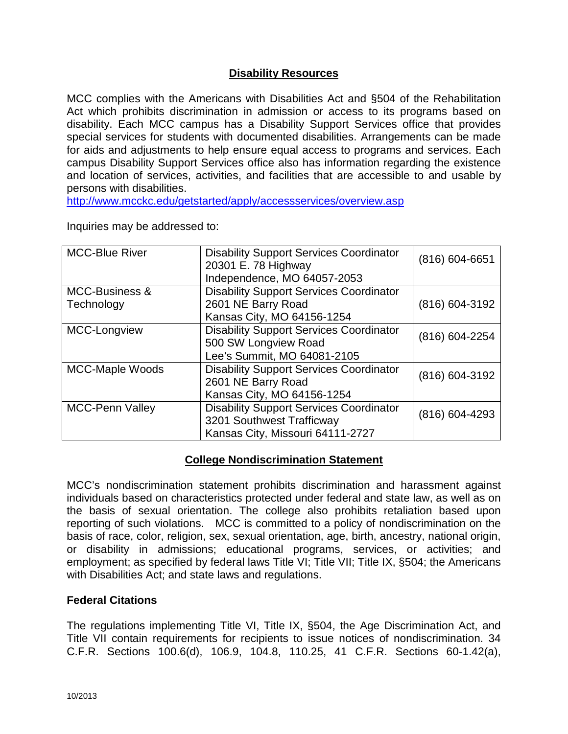## Disability Resources

MCC complies with the Americans with Disabilities Act and §504 of the Rehabilitation Act which prohibits discrimination in admission or access to its programs based on disability. Each MCC campus has a Disability Support Services office that provides special services for students with documented disabilities. Arrangements can be made for aids and adjustments to help ensure equal access to programs and services. Each campus Disability Support Services office also has information regarding the existence and location of services, activities, and facilities that are accessible to and usable by persons with disabilities.
http://www.mcckc.edu/getstarted/apply/accessservices/overview.asp

Inquiries may be addressed to:

| | | |
|---|---|---|
| MCC-Blue River | Disability Support Services Coordinator<br>20301 E. 78 Highway<br>Independence, MO 64057-2053 | (816) 604-6651 |
| MCC-Business & Technology | Disability Support Services Coordinator<br>2601 NE Barry Road<br>Kansas City, MO 64156-1254 | (816) 604-3192 |
| MCC-Longview | Disability Support Services Coordinator<br>500 SW Longview Road<br>Lee's Summit, MO 64081-2105 | (816) 604-2254 |
| MCC-Maple Woods | Disability Support Services Coordinator<br>2601 NE Barry Road<br>Kansas City, MO 64156-1254 | (816) 604-3192 |
| MCC-Penn Valley | Disability Support Services Coordinator<br>3201 Southwest Trafficway<br>Kansas City, Missouri 64111-2727 | (816) 604-4293 |

## College Nondiscrimination Statement

MCC's nondiscrimination statement prohibits discrimination and harassment against individuals based on characteristics protected under federal and state law, as well as on the basis of sexual orientation. The college also prohibits retaliation based upon reporting of such violations. MCC is committed to a policy of nondiscrimination on the basis of race, color, religion, sex, sexual orientation, age, birth, ancestry, national origin, or disability in admissions; educational programs, services, or activities; and employment; as specified by federal laws Title VI; Title VII; Title IX, §504; the Americans with Disabilities Act; and state laws and regulations.

### Federal Citations

The regulations implementing Title VI, Title IX, §504, the Age Discrimination Act, and Title VII contain requirements for recipients to issue notices of nondiscrimination. 34 C.F.R. Sections 100.6(d), 106.9, 104.8, 110.25, 41 C.F.R. Sections 60-1.42(a),

10/2013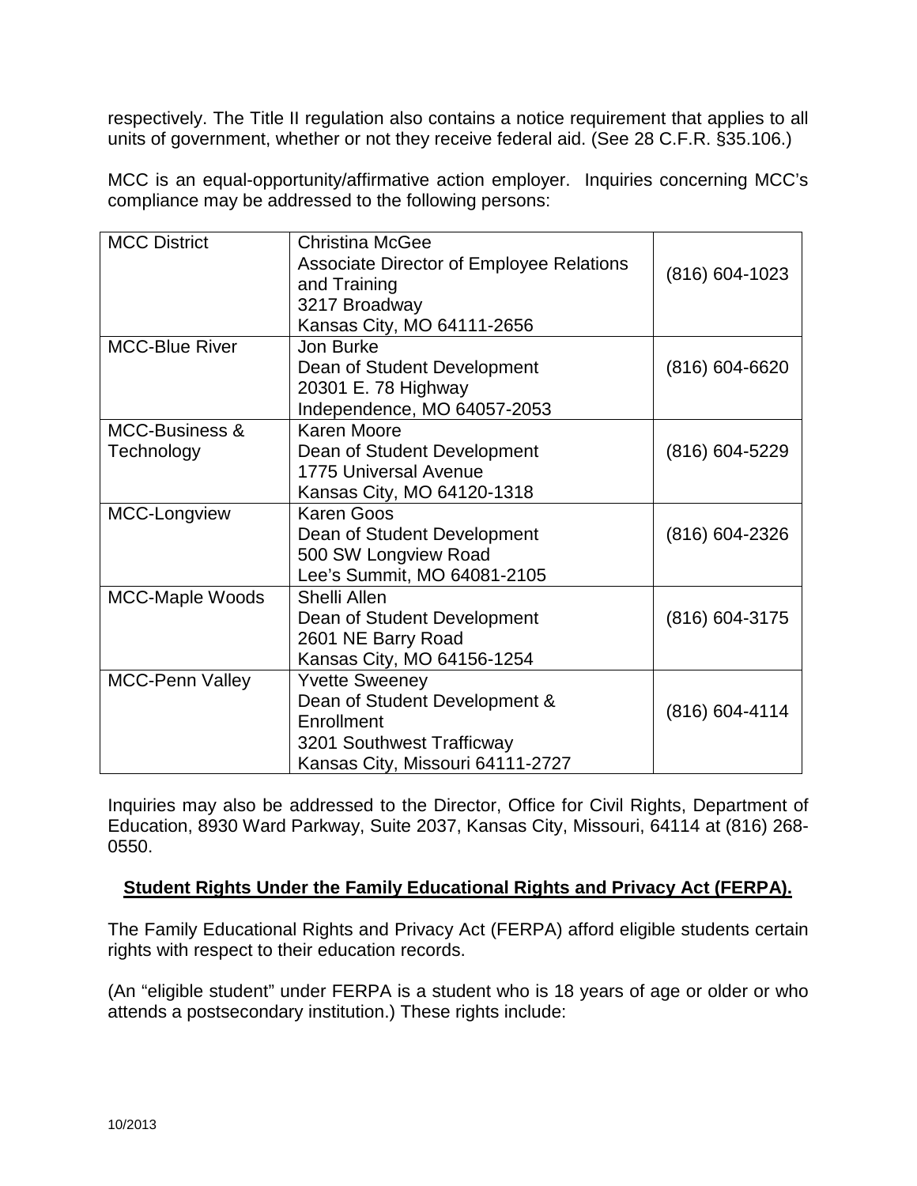respectively. The Title II regulation also contains a notice requirement that applies to all units of government, whether or not they receive federal aid. (See 28 C.F.R. §35.106.)

MCC is an equal-opportunity/affirmative action employer. Inquiries concerning MCC's compliance may be addressed to the following persons:

| | | |
|---|---|---|
| MCC District | Christina McGee<br>Associate Director of Employee Relations and Training<br>3217 Broadway<br>Kansas City, MO 64111-2656 | (816) 604-1023 |
| MCC-Blue River | Jon Burke<br>Dean of Student Development<br>20301 E. 78 Highway<br>Independence, MO 64057-2053 | (816) 604-6620 |
| MCC-Business & Technology | Karen Moore<br>Dean of Student Development<br>1775 Universal Avenue<br>Kansas City, MO 64120-1318 | (816) 604-5229 |
| MCC-Longview | Karen Goos<br>Dean of Student Development<br>500 SW Longview Road<br>Lee's Summit, MO 64081-2105 | (816) 604-2326 |
| MCC-Maple Woods | Shelli Allen<br>Dean of Student Development<br>2601 NE Barry Road<br>Kansas City, MO 64156-1254 | (816) 604-3175 |
| MCC-Penn Valley | Yvette Sweeney<br>Dean of Student Development & Enrollment<br>3201 Southwest Trafficway<br>Kansas City, Missouri 64111-2727 | (816) 604-4114 |

Inquiries may also be addressed to the Director, Office for Civil Rights, Department of Education, 8930 Ward Parkway, Suite 2037, Kansas City, Missouri, 64114 at (816) 268-0550.

## **Student Rights Under the Family Educational Rights and Privacy Act (FERPA).**

The Family Educational Rights and Privacy Act (FERPA) afford eligible students certain rights with respect to their education records.

(An "eligible student" under FERPA is a student who is 18 years of age or older or who attends a postsecondary institution.) These rights include: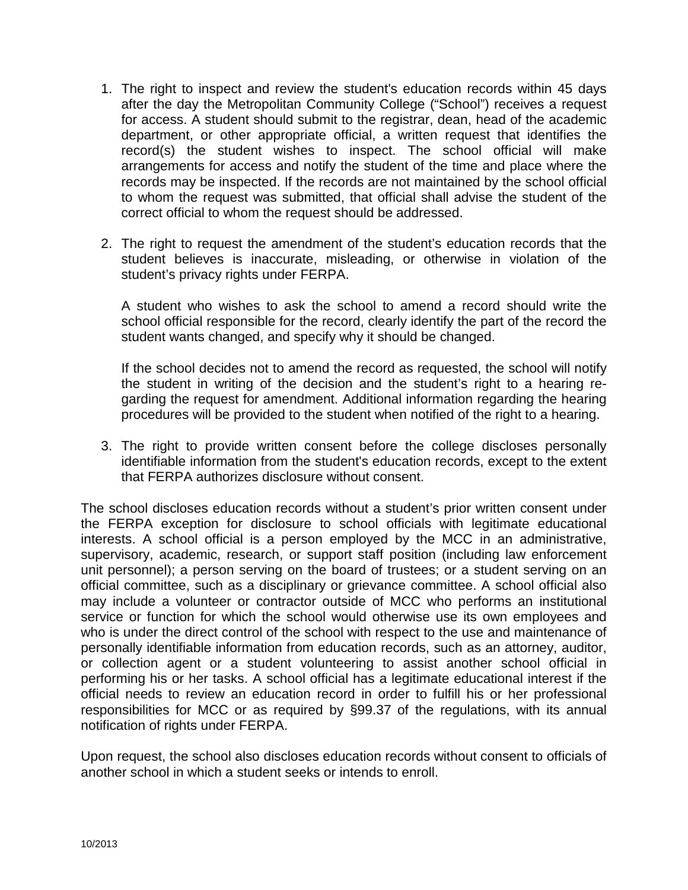1. The right to inspect and review the student's education records within 45 days after the day the Metropolitan Community College ("School") receives a request for access. A student should submit to the registrar, dean, head of the academic department, or other appropriate official, a written request that identifies the record(s) the student wishes to inspect. The school official will make arrangements for access and notify the student of the time and place where the records may be inspected. If the records are not maintained by the school official to whom the request was submitted, that official shall advise the student of the correct official to whom the request should be addressed.

2. The right to request the amendment of the student's education records that the student believes is inaccurate, misleading, or otherwise in violation of the student's privacy rights under FERPA.

   A student who wishes to ask the school to amend a record should write the school official responsible for the record, clearly identify the part of the record the student wants changed, and specify why it should be changed.

   If the school decides not to amend the record as requested, the school will notify the student in writing of the decision and the student's right to a hearing regarding the request for amendment. Additional information regarding the hearing procedures will be provided to the student when notified of the right to a hearing.

3. The right to provide written consent before the college discloses personally identifiable information from the student's education records, except to the extent that FERPA authorizes disclosure without consent.

The school discloses education records without a student's prior written consent under the FERPA exception for disclosure to school officials with legitimate educational interests. A school official is a person employed by the MCC in an administrative, supervisory, academic, research, or support staff position (including law enforcement unit personnel); a person serving on the board of trustees; or a student serving on an official committee, such as a disciplinary or grievance committee. A school official also may include a volunteer or contractor outside of MCC who performs an institutional service or function for which the school would otherwise use its own employees and who is under the direct control of the school with respect to the use and maintenance of personally identifiable information from education records, such as an attorney, auditor, or collection agent or a student volunteering to assist another school official in performing his or her tasks. A school official has a legitimate educational interest if the official needs to review an education record in order to fulfill his or her professional responsibilities for MCC or as required by §99.37 of the regulations, with its annual notification of rights under FERPA.

Upon request, the school also discloses education records without consent to officials of another school in which a student seeks or intends to enroll.

10/2013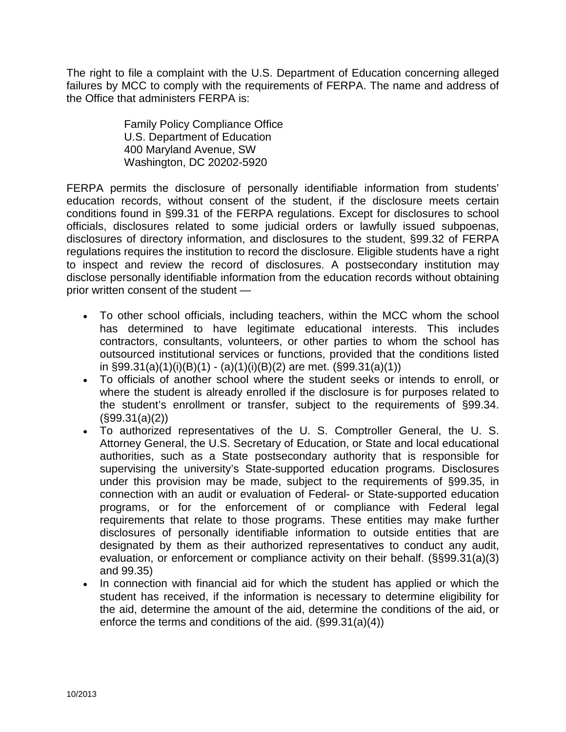The right to file a complaint with the U.S. Department of Education concerning alleged failures by MCC to comply with the requirements of FERPA. The name and address of the Office that administers FERPA is:

> Family Policy Compliance Office  
> U.S. Department of Education  
> 400 Maryland Avenue, SW  
> Washington, DC 20202-5920

FERPA permits the disclosure of personally identifiable information from students' education records, without consent of the student, if the disclosure meets certain conditions found in §99.31 of the FERPA regulations. Except for disclosures to school officials, disclosures related to some judicial orders or lawfully issued subpoenas, disclosures of directory information, and disclosures to the student, §99.32 of FERPA regulations requires the institution to record the disclosure. Eligible students have a right to inspect and review the record of disclosures. A postsecondary institution may disclose personally identifiable information from the education records without obtaining prior written consent of the student —

- To other school officials, including teachers, within the MCC whom the school has determined to have legitimate educational interests. This includes contractors, consultants, volunteers, or other parties to whom the school has outsourced institutional services or functions, provided that the conditions listed in §99.31(a)(1)(i)(B)(1) - (a)(1)(i)(B)(2) are met. (§99.31(a)(1))
- To officials of another school where the student seeks or intends to enroll, or where the student is already enrolled if the disclosure is for purposes related to the student's enrollment or transfer, subject to the requirements of §99.34. (§99.31(a)(2))
- To authorized representatives of the U. S. Comptroller General, the U. S. Attorney General, the U.S. Secretary of Education, or State and local educational authorities, such as a State postsecondary authority that is responsible for supervising the university's State-supported education programs. Disclosures under this provision may be made, subject to the requirements of §99.35, in connection with an audit or evaluation of Federal- or State-supported education programs, or for the enforcement of or compliance with Federal legal requirements that relate to those programs. These entities may make further disclosures of personally identifiable information to outside entities that are designated by them as their authorized representatives to conduct any audit, evaluation, or enforcement or compliance activity on their behalf. (§§99.31(a)(3) and 99.35)
- In connection with financial aid for which the student has applied or which the student has received, if the information is necessary to determine eligibility for the aid, determine the amount of the aid, determine the conditions of the aid, or enforce the terms and conditions of the aid. (§99.31(a)(4))

10/2013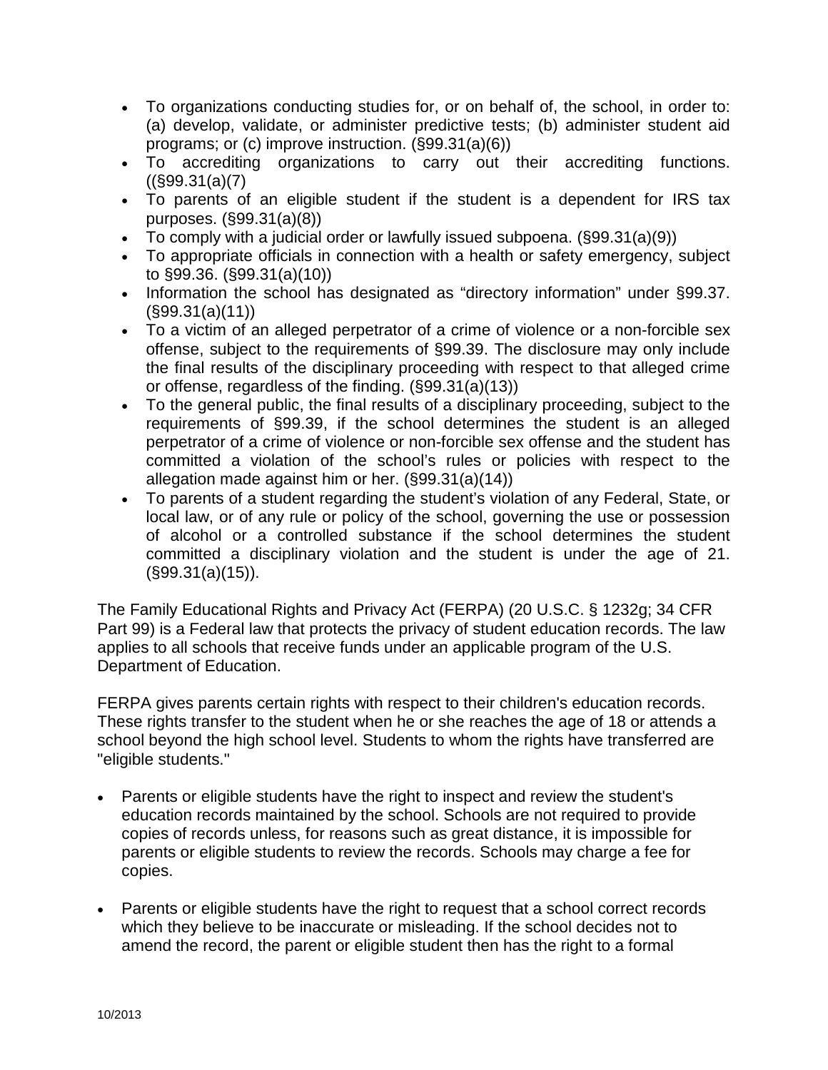- To organizations conducting studies for, or on behalf of, the school, in order to: (a) develop, validate, or administer predictive tests; (b) administer student aid programs; or (c) improve instruction. (§99.31(a)(6))
- To accrediting organizations to carry out their accrediting functions. ((§99.31(a)(7)
- To parents of an eligible student if the student is a dependent for IRS tax purposes. (§99.31(a)(8))
- To comply with a judicial order or lawfully issued subpoena. (§99.31(a)(9))
- To appropriate officials in connection with a health or safety emergency, subject to §99.36. (§99.31(a)(10))
- Information the school has designated as "directory information" under §99.37. (§99.31(a)(11))
- To a victim of an alleged perpetrator of a crime of violence or a non-forcible sex offense, subject to the requirements of §99.39. The disclosure may only include the final results of the disciplinary proceeding with respect to that alleged crime or offense, regardless of the finding. (§99.31(a)(13))
- To the general public, the final results of a disciplinary proceeding, subject to the requirements of §99.39, if the school determines the student is an alleged perpetrator of a crime of violence or non-forcible sex offense and the student has committed a violation of the school's rules or policies with respect to the allegation made against him or her. (§99.31(a)(14))
- To parents of a student regarding the student's violation of any Federal, State, or local law, or of any rule or policy of the school, governing the use or possession of alcohol or a controlled substance if the school determines the student committed a disciplinary violation and the student is under the age of 21. (§99.31(a)(15)).

The Family Educational Rights and Privacy Act (FERPA) (20 U.S.C. § 1232g; 34 CFR Part 99) is a Federal law that protects the privacy of student education records. The law applies to all schools that receive funds under an applicable program of the U.S. Department of Education.

FERPA gives parents certain rights with respect to their children's education records. These rights transfer to the student when he or she reaches the age of 18 or attends a school beyond the high school level. Students to whom the rights have transferred are "eligible students."

- Parents or eligible students have the right to inspect and review the student's education records maintained by the school. Schools are not required to provide copies of records unless, for reasons such as great distance, it is impossible for parents or eligible students to review the records. Schools may charge a fee for copies.

- Parents or eligible students have the right to request that a school correct records which they believe to be inaccurate or misleading. If the school decides not to amend the record, the parent or eligible student then has the right to a formal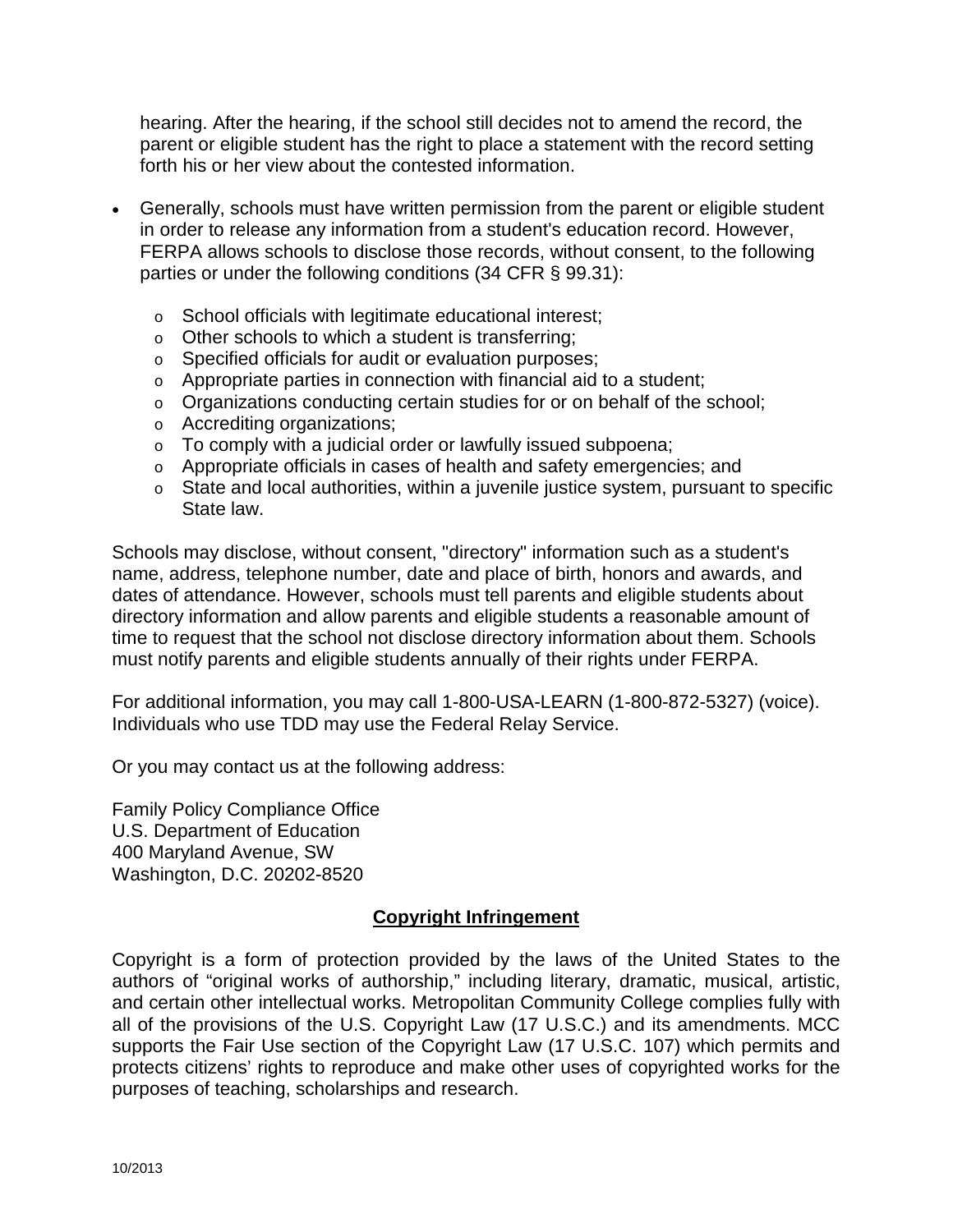hearing. After the hearing, if the school still decides not to amend the record, the parent or eligible student has the right to place a statement with the record setting forth his or her view about the contested information.

- Generally, schools must have written permission from the parent or eligible student in order to release any information from a student's education record. However, FERPA allows schools to disclose those records, without consent, to the following parties or under the following conditions (34 CFR § 99.31):
  - School officials with legitimate educational interest;
  - Other schools to which a student is transferring;
  - Specified officials for audit or evaluation purposes;
  - Appropriate parties in connection with financial aid to a student;
  - Organizations conducting certain studies for or on behalf of the school;
  - Accrediting organizations;
  - To comply with a judicial order or lawfully issued subpoena;
  - Appropriate officials in cases of health and safety emergencies; and
  - State and local authorities, within a juvenile justice system, pursuant to specific State law.

Schools may disclose, without consent, "directory" information such as a student's name, address, telephone number, date and place of birth, honors and awards, and dates of attendance. However, schools must tell parents and eligible students about directory information and allow parents and eligible students a reasonable amount of time to request that the school not disclose directory information about them. Schools must notify parents and eligible students annually of their rights under FERPA.

For additional information, you may call 1-800-USA-LEARN (1-800-872-5327) (voice). Individuals who use TDD may use the Federal Relay Service.

Or you may contact us at the following address:

Family Policy Compliance Office
U.S. Department of Education
400 Maryland Avenue, SW
Washington, D.C. 20202-8520

## Copyright Infringement

Copyright is a form of protection provided by the laws of the United States to the authors of "original works of authorship," including literary, dramatic, musical, artistic, and certain other intellectual works. Metropolitan Community College complies fully with all of the provisions of the U.S. Copyright Law (17 U.S.C.) and its amendments. MCC supports the Fair Use section of the Copyright Law (17 U.S.C. 107) which permits and protects citizens' rights to reproduce and make other uses of copyrighted works for the purposes of teaching, scholarships and research.

10/2013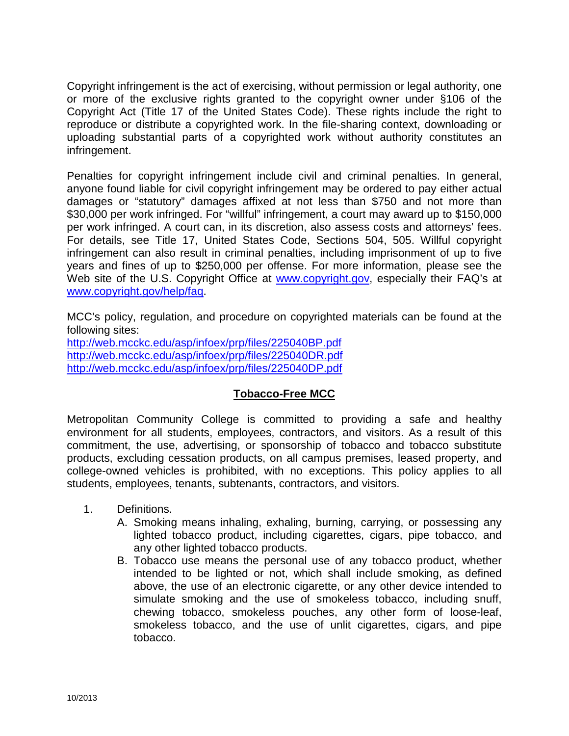Copyright infringement is the act of exercising, without permission or legal authority, one or more of the exclusive rights granted to the copyright owner under §106 of the Copyright Act (Title 17 of the United States Code). These rights include the right to reproduce or distribute a copyrighted work. In the file-sharing context, downloading or uploading substantial parts of a copyrighted work without authority constitutes an infringement.

Penalties for copyright infringement include civil and criminal penalties. In general, anyone found liable for civil copyright infringement may be ordered to pay either actual damages or "statutory" damages affixed at not less than $750 and not more than $30,000 per work infringed. For "willful" infringement, a court may award up to $150,000 per work infringed. A court can, in its discretion, also assess costs and attorneys' fees. For details, see Title 17, United States Code, Sections 504, 505. Willful copyright infringement can also result in criminal penalties, including imprisonment of up to five years and fines of up to $250,000 per offense. For more information, please see the Web site of the U.S. Copyright Office at [www.copyright.gov](http://www.copyright.gov), especially their FAQ's at [www.copyright.gov/help/faq](http://www.copyright.gov/help/faq).

MCC's policy, regulation, and procedure on copyrighted materials can be found at the following sites:
http://web.mcckc.edu/asp/infoex/prp/files/225040BP.pdf
http://web.mcckc.edu/asp/infoex/prp/files/225040DR.pdf
http://web.mcckc.edu/asp/infoex/prp/files/225040DP.pdf

## Tobacco-Free MCC

Metropolitan Community College is committed to providing a safe and healthy environment for all students, employees, contractors, and visitors. As a result of this commitment, the use, advertising, or sponsorship of tobacco and tobacco substitute products, excluding cessation products, on all campus premises, leased property, and college-owned vehicles is prohibited, with no exceptions. This policy applies to all students, employees, tenants, subtenants, contractors, and visitors.

1. Definitions.
   A. Smoking means inhaling, exhaling, burning, carrying, or possessing any lighted tobacco product, including cigarettes, cigars, pipe tobacco, and any other lighted tobacco products.
   B. Tobacco use means the personal use of any tobacco product, whether intended to be lighted or not, which shall include smoking, as defined above, the use of an electronic cigarette, or any other device intended to simulate smoking and the use of smokeless tobacco, including snuff, chewing tobacco, smokeless pouches, any other form of loose-leaf, smokeless tobacco, and the use of unlit cigarettes, cigars, and pipe tobacco.

10/2013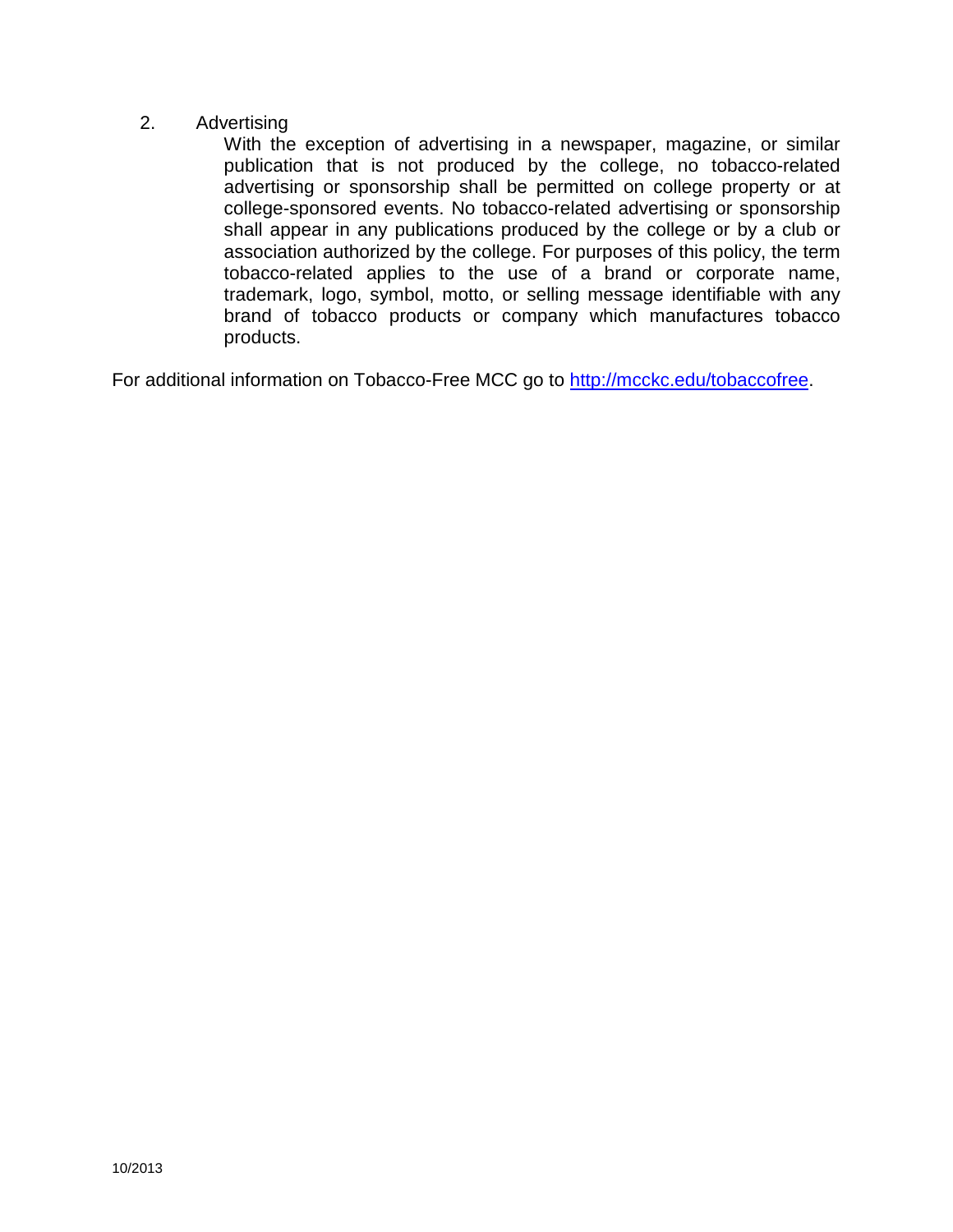2. Advertising

   With the exception of advertising in a newspaper, magazine, or similar publication that is not produced by the college, no tobacco-related advertising or sponsorship shall be permitted on college property or at college-sponsored events. No tobacco-related advertising or sponsorship shall appear in any publications produced by the college or by a club or association authorized by the college. For purposes of this policy, the term tobacco-related applies to the use of a brand or corporate name, trademark, logo, symbol, motto, or selling message identifiable with any brand of tobacco products or company which manufactures tobacco products.

For additional information on Tobacco-Free MCC go to [http://mcckc.edu/tobaccofree](http://mcckc.edu/tobaccofree).

10/2013